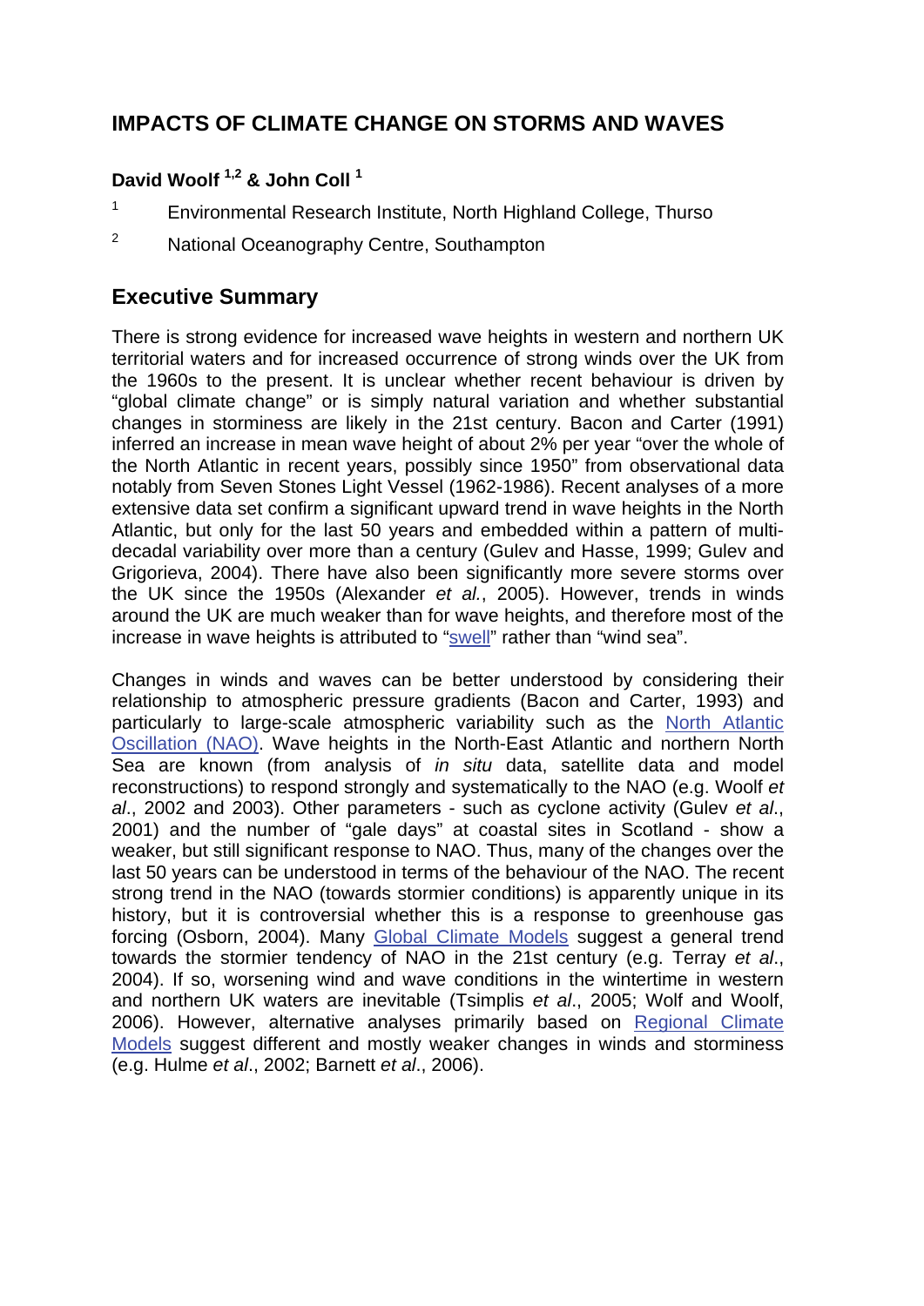# IMPACTS OF CLIMATE CHANGE ON STORMS AND WAVES

**David Woolf [1,2] & John Coll [1]**

[1] Environmental Research Institute, North Highland College, Thurso

[2] National Oceanography Centre, Southampton

## Executive Summary

There is strong evidence for increased wave heights in western and northern UK territorial waters and for increased occurrence of strong winds over the UK from the 1960s to the present. It is unclear whether recent behaviour is driven by "global climate change" or is simply natural variation and whether substantial changes in storminess are likely in the 21st century. Bacon and Carter (1991) inferred an increase in mean wave height of about 2% per year "over the whole of the North Atlantic in recent years, possibly since 1950" from observational data notably from Seven Stones Light Vessel (1962-1986). Recent analyses of a more extensive data set confirm a significant upward trend in wave heights in the North Atlantic, but only for the last 50 years and embedded within a pattern of multi-decadal variability over more than a century (Gulev and Hasse, 1999; Gulev and Grigorieva, 2004). There have also been significantly more severe storms over the UK since the 1950s (Alexander *et al.*, 2005). However, trends in winds around the UK are much weaker than for wave heights, and therefore most of the increase in wave heights is attributed to "swell" rather than "wind sea".

Changes in winds and waves can be better understood by considering their relationship to atmospheric pressure gradients (Bacon and Carter, 1993) and particularly to large-scale atmospheric variability such as the North Atlantic Oscillation (NAO). Wave heights in the North-East Atlantic and northern North Sea are known (from analysis of *in situ* data, satellite data and model reconstructions) to respond strongly and systematically to the NAO (e.g. Woolf *et al*., 2002 and 2003). Other parameters - such as cyclone activity (Gulev *et al*., 2001) and the number of "gale days" at coastal sites in Scotland - show a weaker, but still significant response to NAO. Thus, many of the changes over the last 50 years can be understood in terms of the behaviour of the NAO. The recent strong trend in the NAO (towards stormier conditions) is apparently unique in its history, but it is controversial whether this is a response to greenhouse gas forcing (Osborn, 2004). Many Global Climate Models suggest a general trend towards the stormier tendency of NAO in the 21st century (e.g. Terray *et al*., 2004). If so, worsening wind and wave conditions in the wintertime in western and northern UK waters are inevitable (Tsimplis *et al*., 2005; Wolf and Woolf, 2006). However, alternative analyses primarily based on Regional Climate Models suggest different and mostly weaker changes in winds and storminess (e.g. Hulme *et al*., 2002; Barnett *et al*., 2006).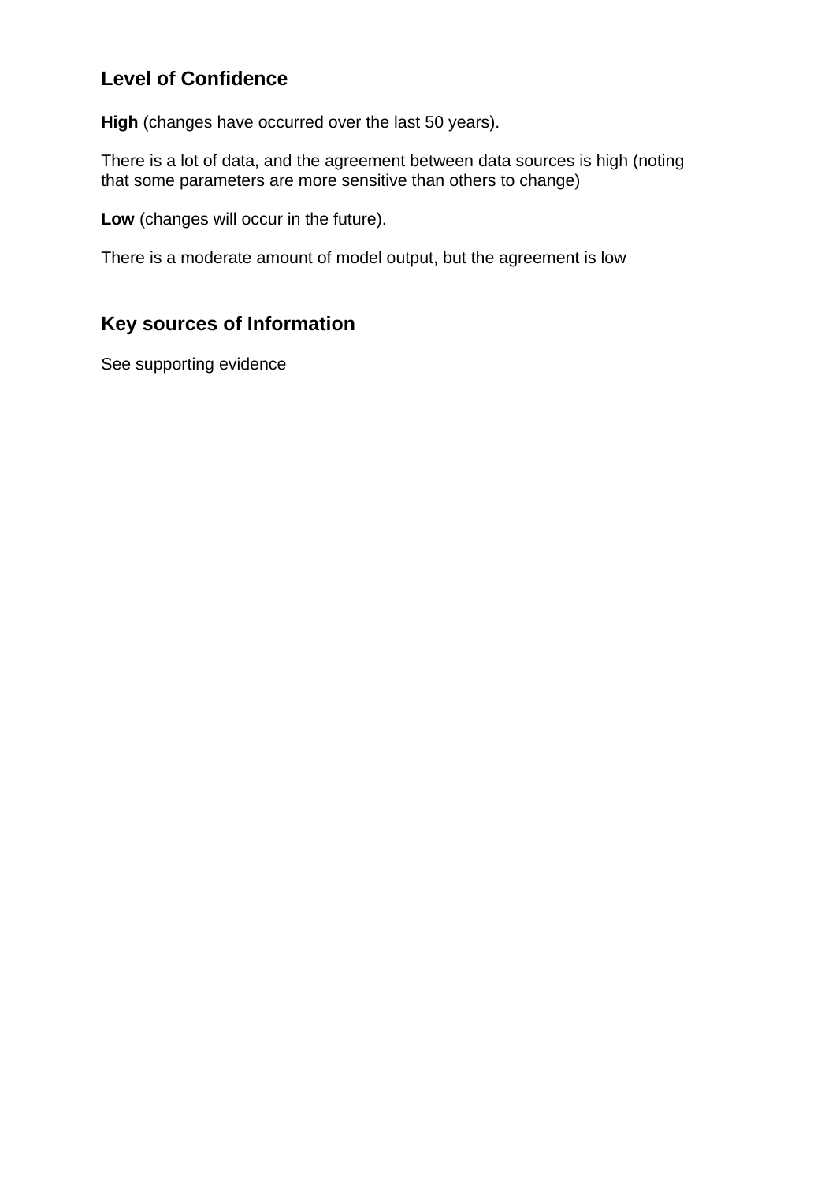## Level of Confidence

**High** (changes have occurred over the last 50 years).

There is a lot of data, and the agreement between data sources is high (noting that some parameters are more sensitive than others to change)

**Low** (changes will occur in the future).

There is a moderate amount of model output, but the agreement is low

## Key sources of Information

See supporting evidence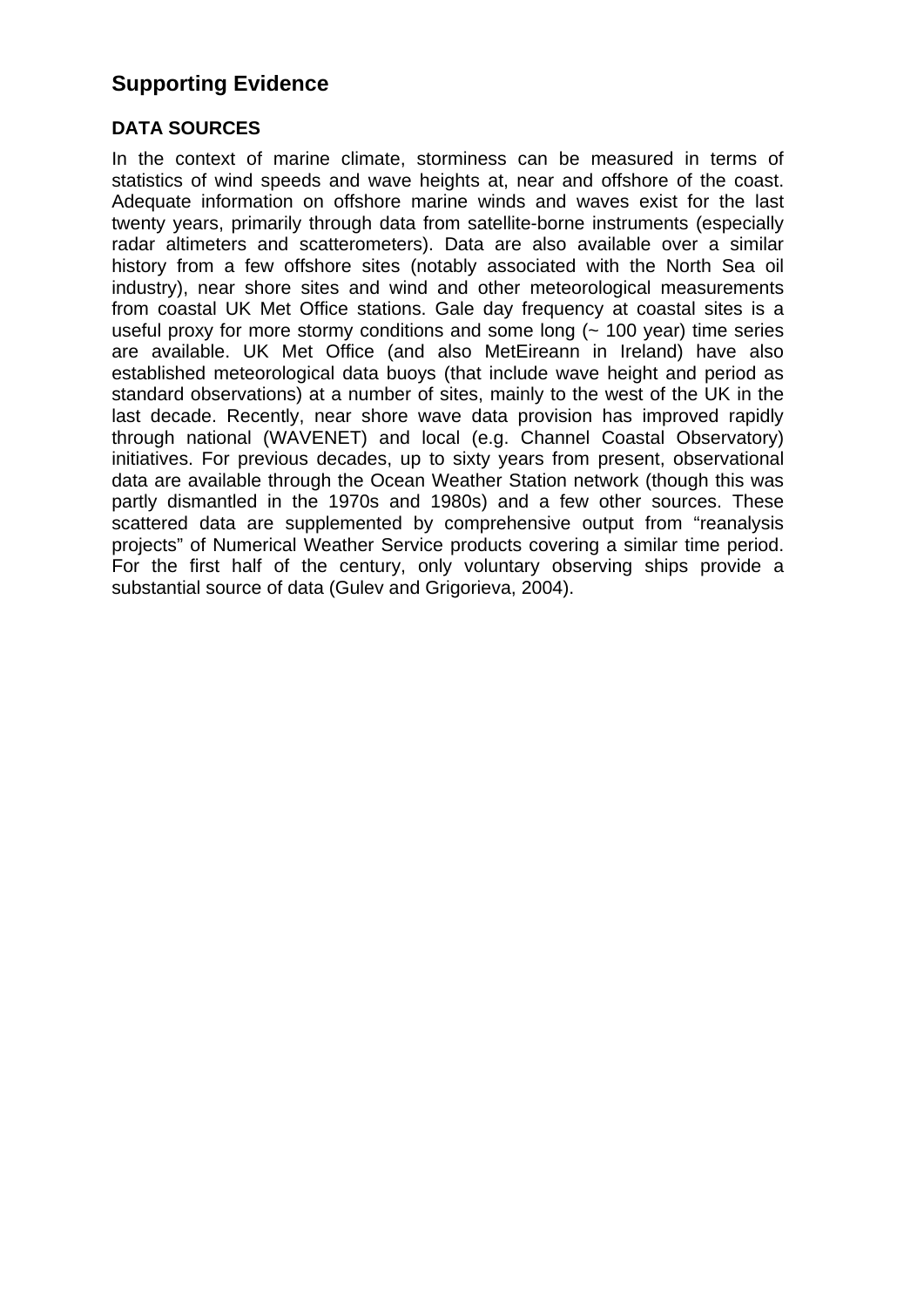## Supporting Evidence

### DATA SOURCES

In the context of marine climate, storminess can be measured in terms of statistics of wind speeds and wave heights at, near and offshore of the coast. Adequate information on offshore marine winds and waves exist for the last twenty years, primarily through data from satellite-borne instruments (especially radar altimeters and scatterometers). Data are also available over a similar history from a few offshore sites (notably associated with the North Sea oil industry), near shore sites and wind and other meteorological measurements from coastal UK Met Office stations. Gale day frequency at coastal sites is a useful proxy for more stormy conditions and some long (~ 100 year) time series are available. UK Met Office (and also MetEireann in Ireland) have also established meteorological data buoys (that include wave height and period as standard observations) at a number of sites, mainly to the west of the UK in the last decade. Recently, near shore wave data provision has improved rapidly through national (WAVENET) and local (e.g. Channel Coastal Observatory) initiatives. For previous decades, up to sixty years from present, observational data are available through the Ocean Weather Station network (though this was partly dismantled in the 1970s and 1980s) and a few other sources. These scattered data are supplemented by comprehensive output from "reanalysis projects" of Numerical Weather Service products covering a similar time period. For the first half of the century, only voluntary observing ships provide a substantial source of data (Gulev and Grigorieva, 2004).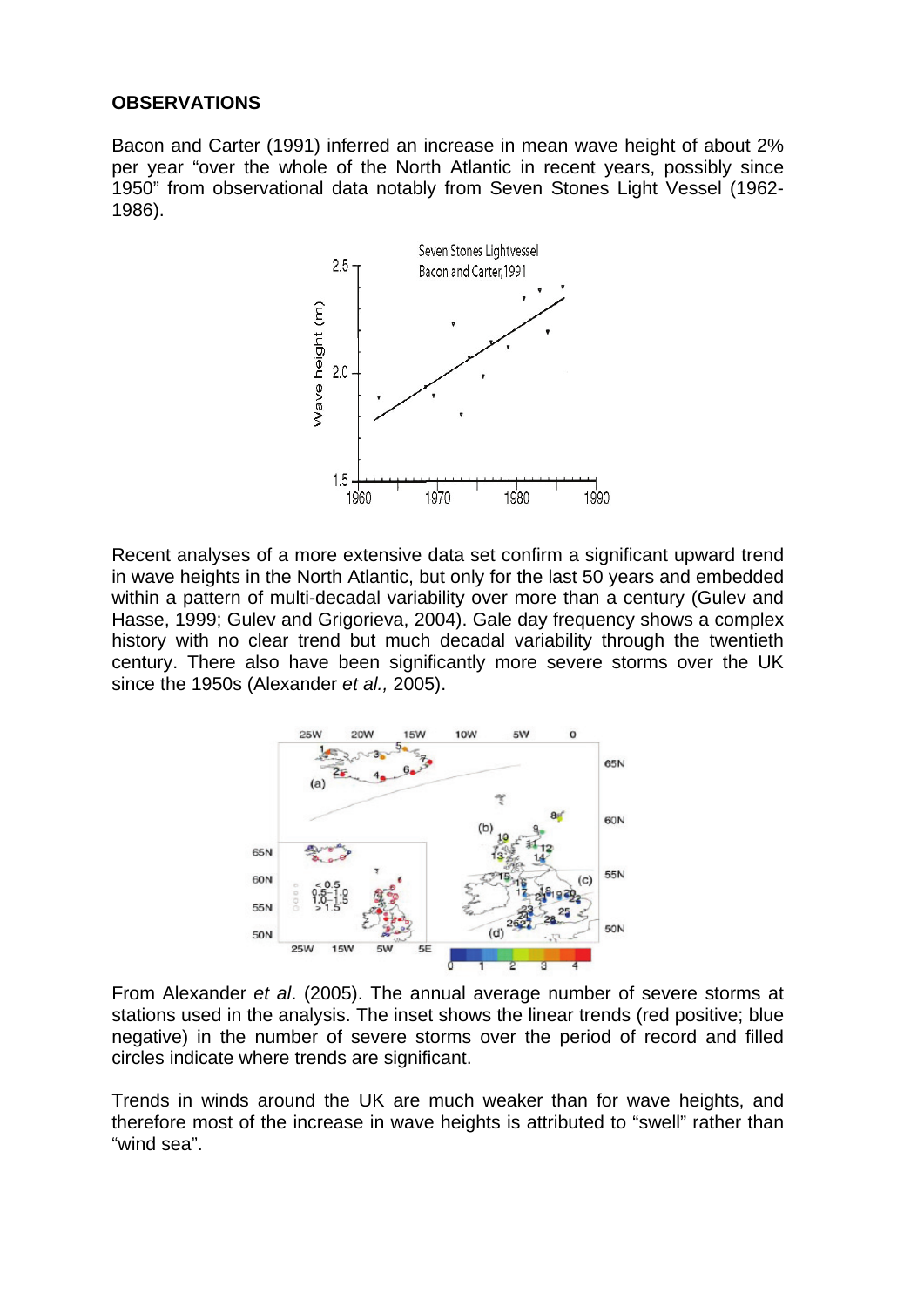**OBSERVATIONS**

Bacon and Carter (1991) inferred an increase in mean wave height of about 2% per year "over the whole of the North Atlantic in recent years, possibly since 1950" from observational data notably from Seven Stones Light Vessel (1962-1986).

Recent analyses of a more extensive data set confirm a significant upward trend in wave heights in the North Atlantic, but only for the last 50 years and embedded within a pattern of multi-decadal variability over more than a century (Gulev and Hasse, 1999; Gulev and Grigorieva, 2004). Gale day frequency shows a complex history with no clear trend but much decadal variability through the twentieth century. There also have been significantly more severe storms over the UK since the 1950s (Alexander *et al.,* 2005).

From Alexander *et al*. (2005). The annual average number of severe storms at stations used in the analysis. The inset shows the linear trends (red positive; blue negative) in the number of severe storms over the period of record and filled circles indicate where trends are significant.

Trends in winds around the UK are much weaker than for wave heights, and therefore most of the increase in wave heights is attributed to "swell" rather than "wind sea".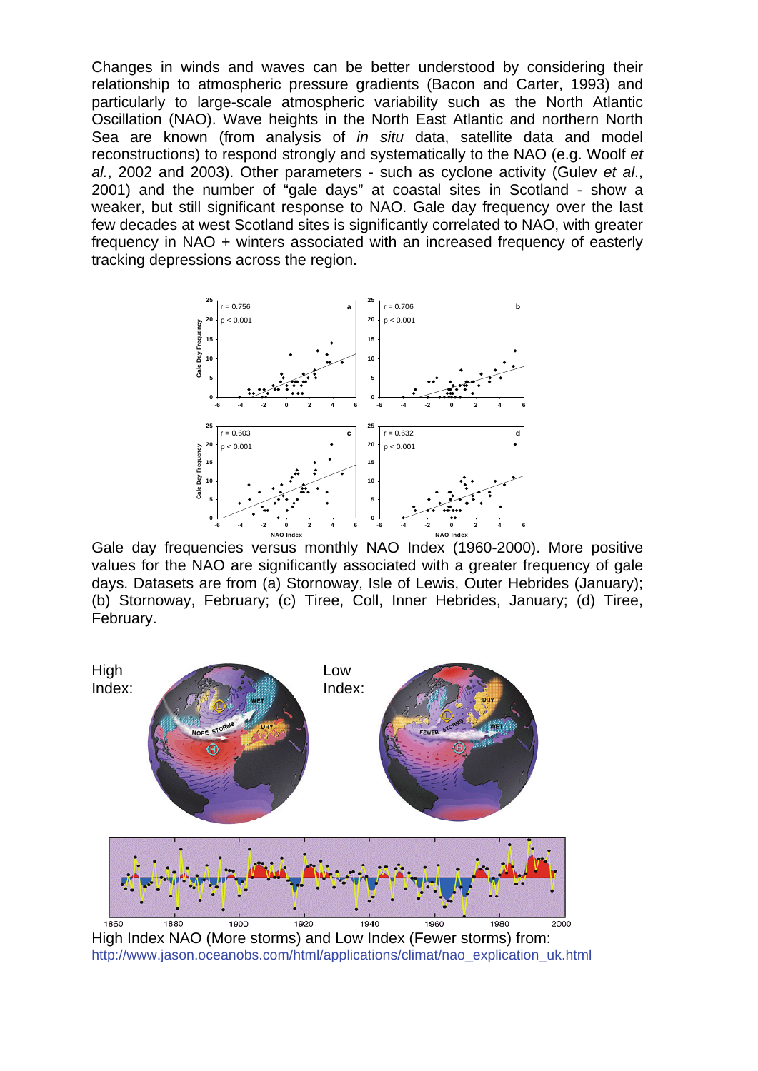Changes in winds and waves can be better understood by considering their relationship to atmospheric pressure gradients (Bacon and Carter, 1993) and particularly to large-scale atmospheric variability such as the North Atlantic Oscillation (NAO). Wave heights in the North East Atlantic and northern North Sea are known (from analysis of *in situ* data, satellite data and model reconstructions) to respond strongly and systematically to the NAO (e.g. Woolf *et al.*, 2002 and 2003). Other parameters - such as cyclone activity (Gulev *et al.*, 2001) and the number of "gale days" at coastal sites in Scotland - show a weaker, but still significant response to NAO. Gale day frequency over the last few decades at west Scotland sites is significantly correlated to NAO, with greater frequency in NAO + winters associated with an increased frequency of easterly tracking depressions across the region.

Gale day frequencies versus monthly NAO Index (1960-2000). More positive values for the NAO are significantly associated with a greater frequency of gale days. Datasets are from (a) Stornoway, Isle of Lewis, Outer Hebrides (January); (b) Stornoway, February; (c) Tiree, Coll, Inner Hebrides, January; (d) Tiree, February.

High Index NAO (More storms) and Low Index (Fewer storms) from: http://www.jason.oceanobs.com/html/applications/climat/nao_explication_uk.html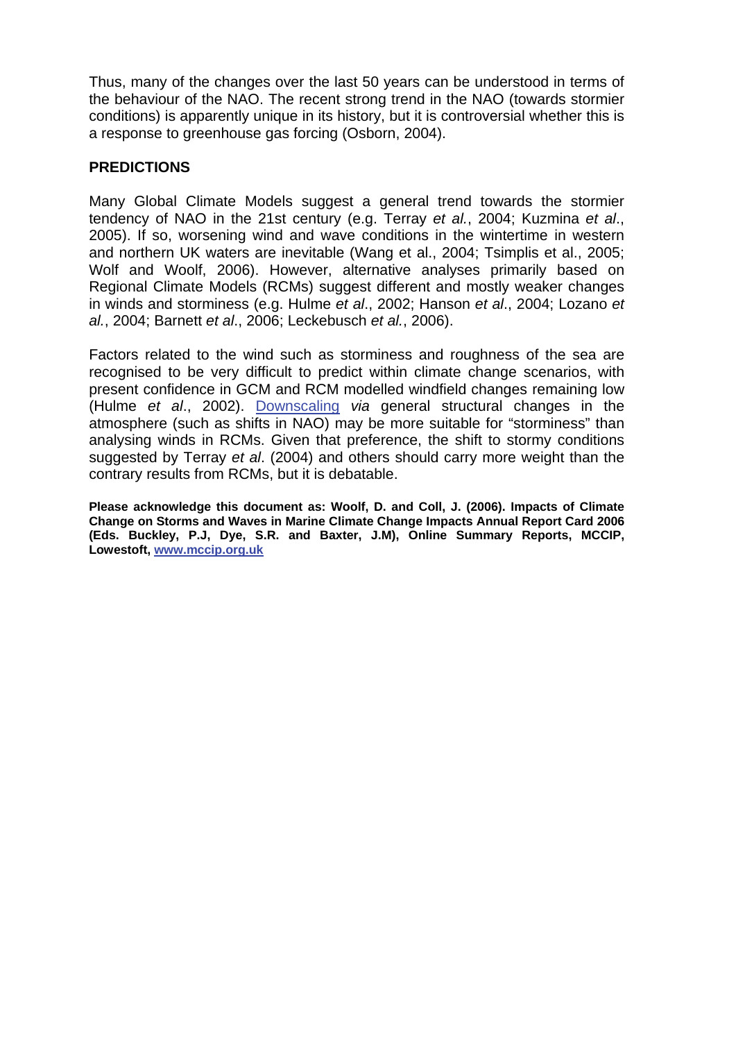Thus, many of the changes over the last 50 years can be understood in terms of the behaviour of the NAO. The recent strong trend in the NAO (towards stormier conditions) is apparently unique in its history, but it is controversial whether this is a response to greenhouse gas forcing (Osborn, 2004).

## PREDICTIONS

Many Global Climate Models suggest a general trend towards the stormier tendency of NAO in the 21st century (e.g. Terray *et al.*, 2004; Kuzmina *et al*., 2005). If so, worsening wind and wave conditions in the wintertime in western and northern UK waters are inevitable (Wang et al., 2004; Tsimplis et al., 2005; Wolf and Woolf, 2006). However, alternative analyses primarily based on Regional Climate Models (RCMs) suggest different and mostly weaker changes in winds and storminess (e.g. Hulme *et al*., 2002; Hanson *et al*., 2004; Lozano *et al.*, 2004; Barnett *et al*., 2006; Leckebusch *et al.*, 2006).

Factors related to the wind such as storminess and roughness of the sea are recognised to be very difficult to predict within climate change scenarios, with present confidence in GCM and RCM modelled windfield changes remaining low (Hulme *et al*., 2002). Downscaling *via* general structural changes in the atmosphere (such as shifts in NAO) may be more suitable for "storminess" than analysing winds in RCMs. Given that preference, the shift to stormy conditions suggested by Terray *et al*. (2004) and others should carry more weight than the contrary results from RCMs, but it is debatable.

**Please acknowledge this document as: Woolf, D. and Coll, J. (2006). Impacts of Climate Change on Storms and Waves in Marine Climate Change Impacts Annual Report Card 2006 (Eds. Buckley, P.J, Dye, S.R. and Baxter, J.M), Online Summary Reports, MCCIP, Lowestoft, www.mccip.org.uk**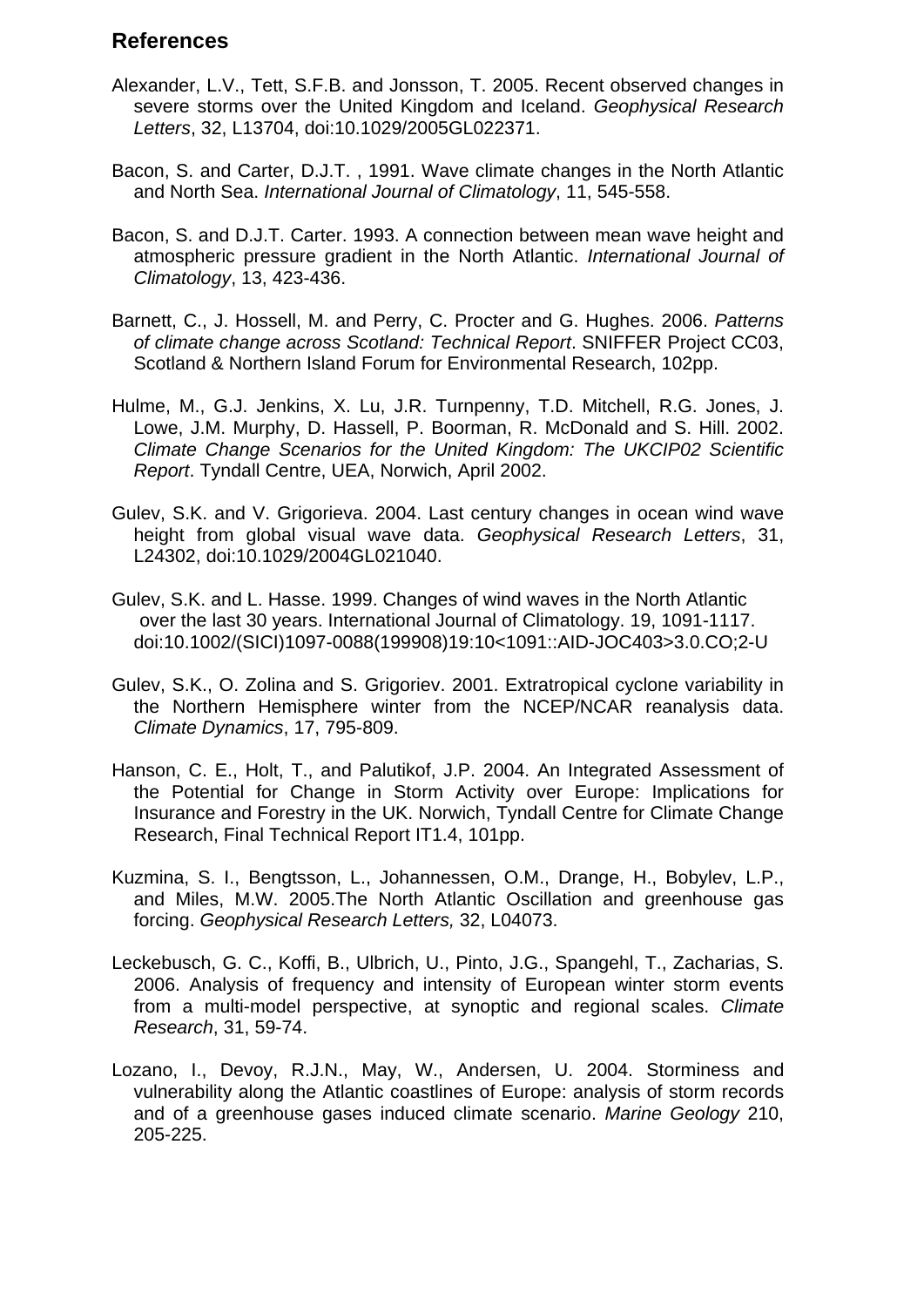## References

Alexander, L.V., Tett, S.F.B. and Jonsson, T. 2005. Recent observed changes in severe storms over the United Kingdom and Iceland. *Geophysical Research Letters*, 32, L13704, doi:10.1029/2005GL022371.

Bacon, S. and Carter, D.J.T. , 1991. Wave climate changes in the North Atlantic and North Sea. *International Journal of Climatology*, 11, 545-558.

Bacon, S. and D.J.T. Carter. 1993. A connection between mean wave height and atmospheric pressure gradient in the North Atlantic. *International Journal of Climatology*, 13, 423-436.

Barnett, C., J. Hossell, M. and Perry, C. Procter and G. Hughes. 2006. *Patterns of climate change across Scotland: Technical Report*. SNIFFER Project CC03, Scotland & Northern Island Forum for Environmental Research, 102pp.

Hulme, M., G.J. Jenkins, X. Lu, J.R. Turnpenny, T.D. Mitchell, R.G. Jones, J. Lowe, J.M. Murphy, D. Hassell, P. Boorman, R. McDonald and S. Hill. 2002. *Climate Change Scenarios for the United Kingdom: The UKCIP02 Scientific Report*. Tyndall Centre, UEA, Norwich, April 2002.

Gulev, S.K. and V. Grigorieva. 2004. Last century changes in ocean wind wave height from global visual wave data. *Geophysical Research Letters*, 31, L24302, doi:10.1029/2004GL021040.

Gulev, S.K. and L. Hasse. 1999. Changes of wind waves in the North Atlantic over the last 30 years. International Journal of Climatology. 19, 1091-1117. doi:10.1002/(SICI)1097-0088(199908)19:10<1091::AID-JOC403>3.0.CO;2-U

Gulev, S.K., O. Zolina and S. Grigoriev. 2001. Extratropical cyclone variability in the Northern Hemisphere winter from the NCEP/NCAR reanalysis data. *Climate Dynamics*, 17, 795-809.

Hanson, C. E., Holt, T., and Palutikof, J.P. 2004. An Integrated Assessment of the Potential for Change in Storm Activity over Europe: Implications for Insurance and Forestry in the UK. Norwich, Tyndall Centre for Climate Change Research, Final Technical Report IT1.4, 101pp.

Kuzmina, S. I., Bengtsson, L., Johannessen, O.M., Drange, H., Bobylev, L.P., and Miles, M.W. 2005.The North Atlantic Oscillation and greenhouse gas forcing. *Geophysical Research Letters,* 32, L04073.

Leckebusch, G. C., Koffi, B., Ulbrich, U., Pinto, J.G., Spangehl, T., Zacharias, S. 2006. Analysis of frequency and intensity of European winter storm events from a multi-model perspective, at synoptic and regional scales. *Climate Research*, 31, 59-74.

Lozano, I., Devoy, R.J.N., May, W., Andersen, U. 2004. Storminess and vulnerability along the Atlantic coastlines of Europe: analysis of storm records and of a greenhouse gases induced climate scenario. *Marine Geology* 210, 205-225.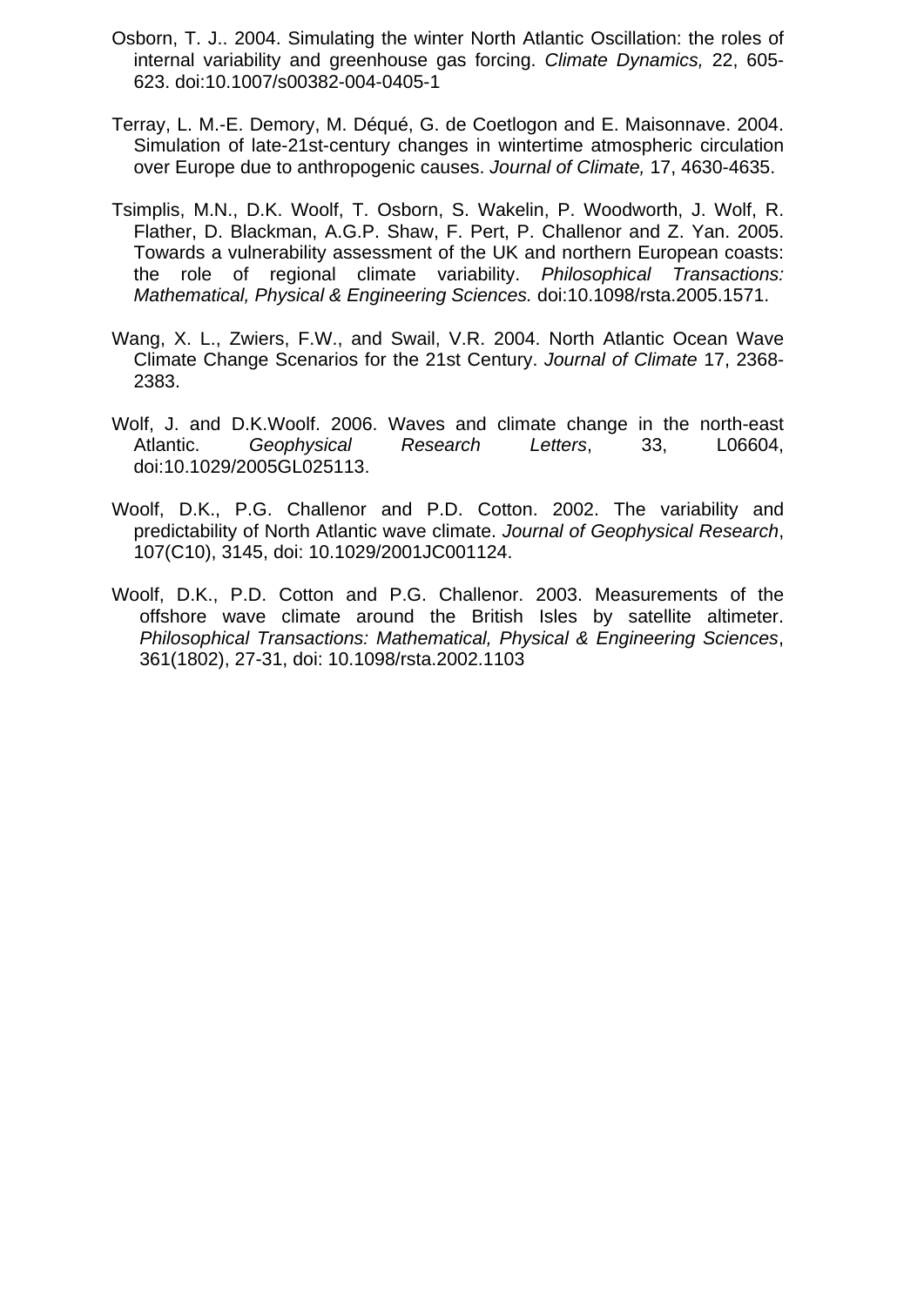Osborn, T. J.. 2004. Simulating the winter North Atlantic Oscillation: the roles of internal variability and greenhouse gas forcing. *Climate Dynamics,* 22, 605-623. doi:10.1007/s00382-004-0405-1

Terray, L. M.-E. Demory, M. Déqué, G. de Coetlogon and E. Maisonnave. 2004. Simulation of late-21st-century changes in wintertime atmospheric circulation over Europe due to anthropogenic causes. *Journal of Climate,* 17, 4630-4635.

Tsimplis, M.N., D.K. Woolf, T. Osborn, S. Wakelin, P. Woodworth, J. Wolf, R. Flather, D. Blackman, A.G.P. Shaw, F. Pert, P. Challenor and Z. Yan. 2005. Towards a vulnerability assessment of the UK and northern European coasts: the role of regional climate variability. *Philosophical Transactions: Mathematical, Physical & Engineering Sciences.* doi:10.1098/rsta.2005.1571.

Wang, X. L., Zwiers, F.W., and Swail, V.R. 2004. North Atlantic Ocean Wave Climate Change Scenarios for the 21st Century. *Journal of Climate* 17, 2368-2383.

Wolf, J. and D.K.Woolf. 2006. Waves and climate change in the north-east Atlantic. *Geophysical Research Letters*, 33, L06604, doi:10.1029/2005GL025113.

Woolf, D.K., P.G. Challenor and P.D. Cotton. 2002. The variability and predictability of North Atlantic wave climate. *Journal of Geophysical Research*, 107(C10), 3145, doi: 10.1029/2001JC001124.

Woolf, D.K., P.D. Cotton and P.G. Challenor. 2003. Measurements of the offshore wave climate around the British Isles by satellite altimeter. *Philosophical Transactions: Mathematical, Physical & Engineering Sciences*, 361(1802), 27-31, doi: 10.1098/rsta.2002.1103